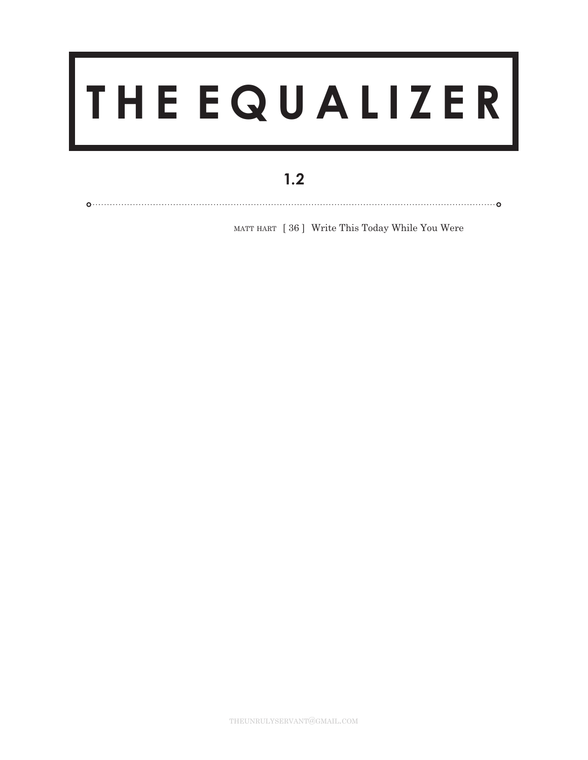# THE EQUALIZER

## 1.2

MATT HART [ 36 ] Write This Today While You Were

THEUNRULYSERVANT@GMAIL.COM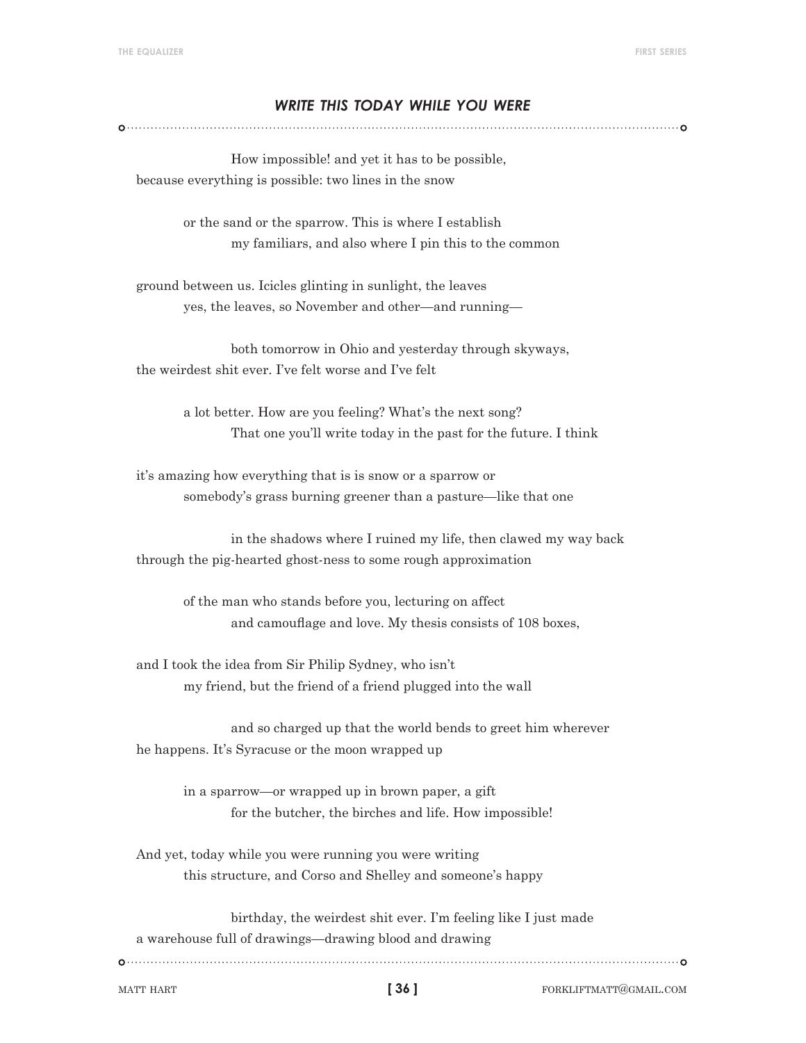## *WRITE THIS TODAY WHILE YOU WERE*

How impossible! and yet it has to be possible,  
because everything is possible: two lines in the snow

or the sand or the sparrow. This is where I establish  
my familiars, and also where I pin this to the common

ground between us. Icicles glinting in sunlight, the leaves  
yes, the leaves, so November and other—and running—

both tomorrow in Ohio and yesterday through skyways,  
the weirdest shit ever. I've felt worse and I've felt

a lot better. How are you feeling? What's the next song?  
That one you'll write today in the past for the future. I think

it's amazing how everything that is is snow or a sparrow or  
somebody's grass burning greener than a pasture—like that one

in the shadows where I ruined my life, then clawed my way back  
through the pig-hearted ghost-ness to some rough approximation

of the man who stands before you, lecturing on affect  
and camouflage and love. My thesis consists of 108 boxes,

and I took the idea from Sir Philip Sydney, who isn't  
my friend, but the friend of a friend plugged into the wall

and so charged up that the world bends to greet him wherever  
he happens. It's Syracuse or the moon wrapped up

in a sparrow—or wrapped up in brown paper, a gift  
for the butcher, the birches and life. How impossible!

And yet, today while you were running you were writing  
this structure, and Corso and Shelley and someone's happy

birthday, the weirdest shit ever. I'm feeling like I just made  
a warehouse full of drawings—drawing blood and drawing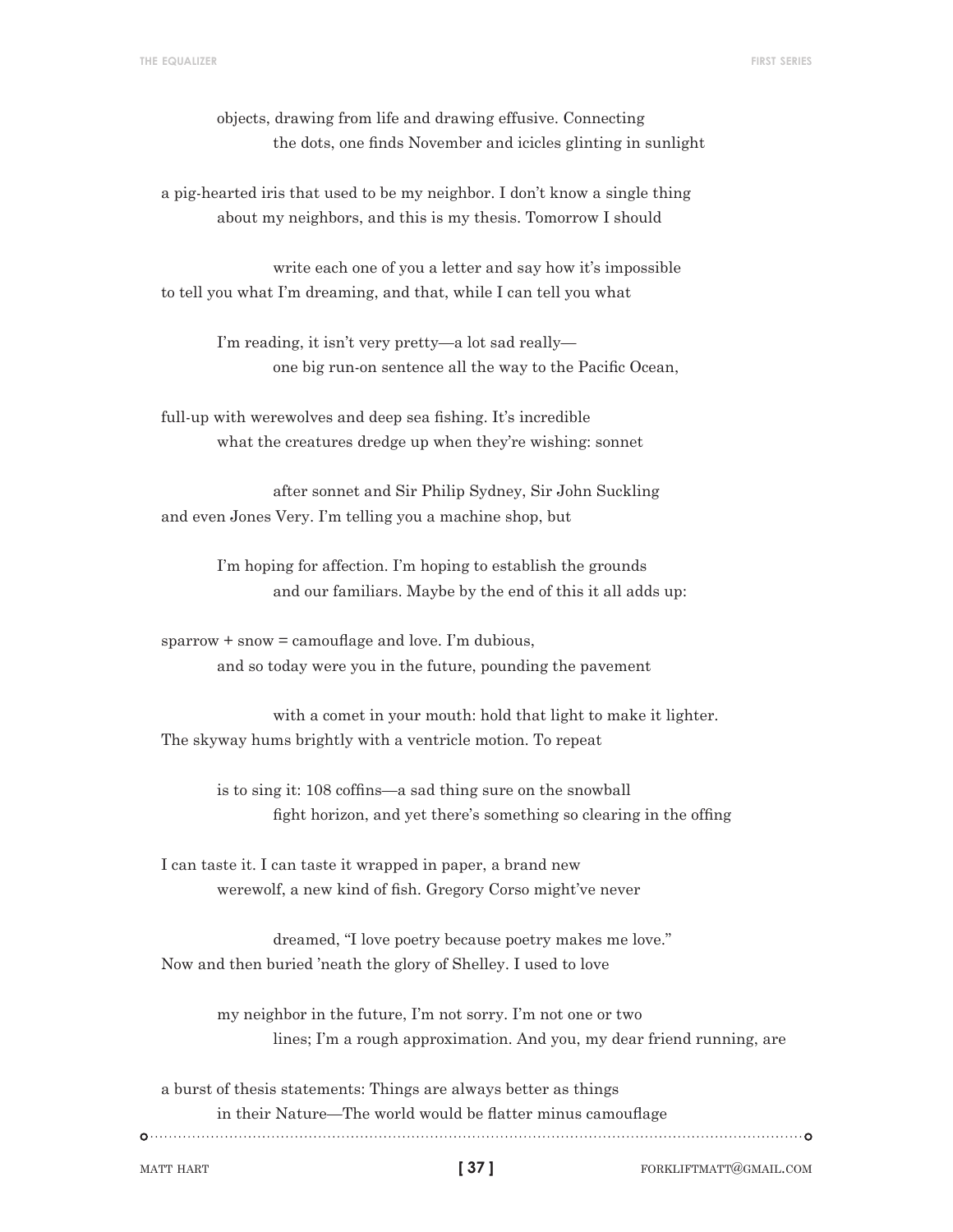objects, drawing from life and drawing effusive. Connecting
the dots, one finds November and icicles glinting in sunlight

a pig-hearted iris that used to be my neighbor. I don't know a single thing
about my neighbors, and this is my thesis. Tomorrow I should

write each one of you a letter and say how it's impossible
to tell you what I'm dreaming, and that, while I can tell you what

I'm reading, it isn't very pretty—a lot sad really—
one big run-on sentence all the way to the Pacific Ocean,

full-up with werewolves and deep sea fishing. It's incredible
what the creatures dredge up when they're wishing: sonnet

after sonnet and Sir Philip Sydney, Sir John Suckling
and even Jones Very. I'm telling you a machine shop, but

I'm hoping for affection. I'm hoping to establish the grounds
and our familiars. Maybe by the end of this it all adds up:

sparrow + snow = camouflage and love. I'm dubious,
and so today were you in the future, pounding the pavement

with a comet in your mouth: hold that light to make it lighter.
The skyway hums brightly with a ventricle motion. To repeat

is to sing it: 108 coffins—a sad thing sure on the snowball
fight horizon, and yet there's something so clearing in the offing

I can taste it. I can taste it wrapped in paper, a brand new
werewolf, a new kind of fish. Gregory Corso might've never

dreamed, "I love poetry because poetry makes me love."
Now and then buried 'neath the glory of Shelley. I used to love

my neighbor in the future, I'm not sorry. I'm not one or two
lines; I'm a rough approximation. And you, my dear friend running, are

a burst of thesis statements: Things are always better as things
in their Nature—The world would be flatter minus camouflage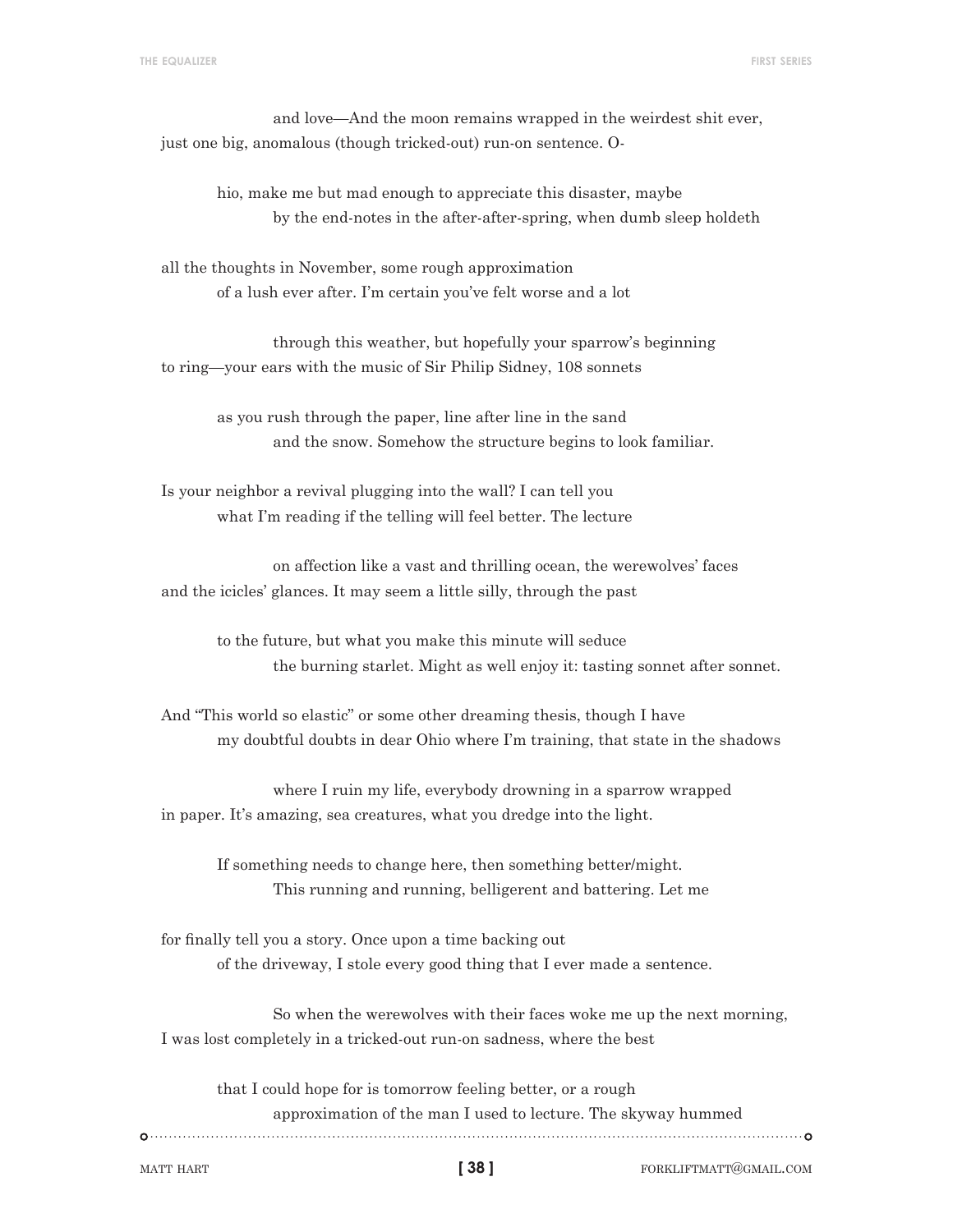and love—And the moon remains wrapped in the weirdest shit ever,
just one big, anomalous (though tricked-out) run-on sentence. O-

hio, make me but mad enough to appreciate this disaster, maybe
by the end-notes in the after-after-spring, when dumb sleep holdeth

all the thoughts in November, some rough approximation
of a lush ever after. I'm certain you've felt worse and a lot

through this weather, but hopefully your sparrow's beginning
to ring—your ears with the music of Sir Philip Sidney, 108 sonnets

as you rush through the paper, line after line in the sand
and the snow. Somehow the structure begins to look familiar.

Is your neighbor a revival plugging into the wall? I can tell you
what I'm reading if the telling will feel better. The lecture

on affection like a vast and thrilling ocean, the werewolves' faces
and the icicles' glances. It may seem a little silly, through the past

to the future, but what you make this minute will seduce
the burning starlet. Might as well enjoy it: tasting sonnet after sonnet.

And "This world so elastic" or some other dreaming thesis, though I have
my doubtful doubts in dear Ohio where I'm training, that state in the shadows

where I ruin my life, everybody drowning in a sparrow wrapped
in paper. It's amazing, sea creatures, what you dredge into the light.

If something needs to change here, then something better/might.
This running and running, belligerent and battering. Let me

for finally tell you a story. Once upon a time backing out
of the driveway, I stole every good thing that I ever made a sentence.

So when the werewolves with their faces woke me up the next morning,
I was lost completely in a tricked-out run-on sadness, where the best

that I could hope for is tomorrow feeling better, or a rough
approximation of the man I used to lecture. The skyway hummed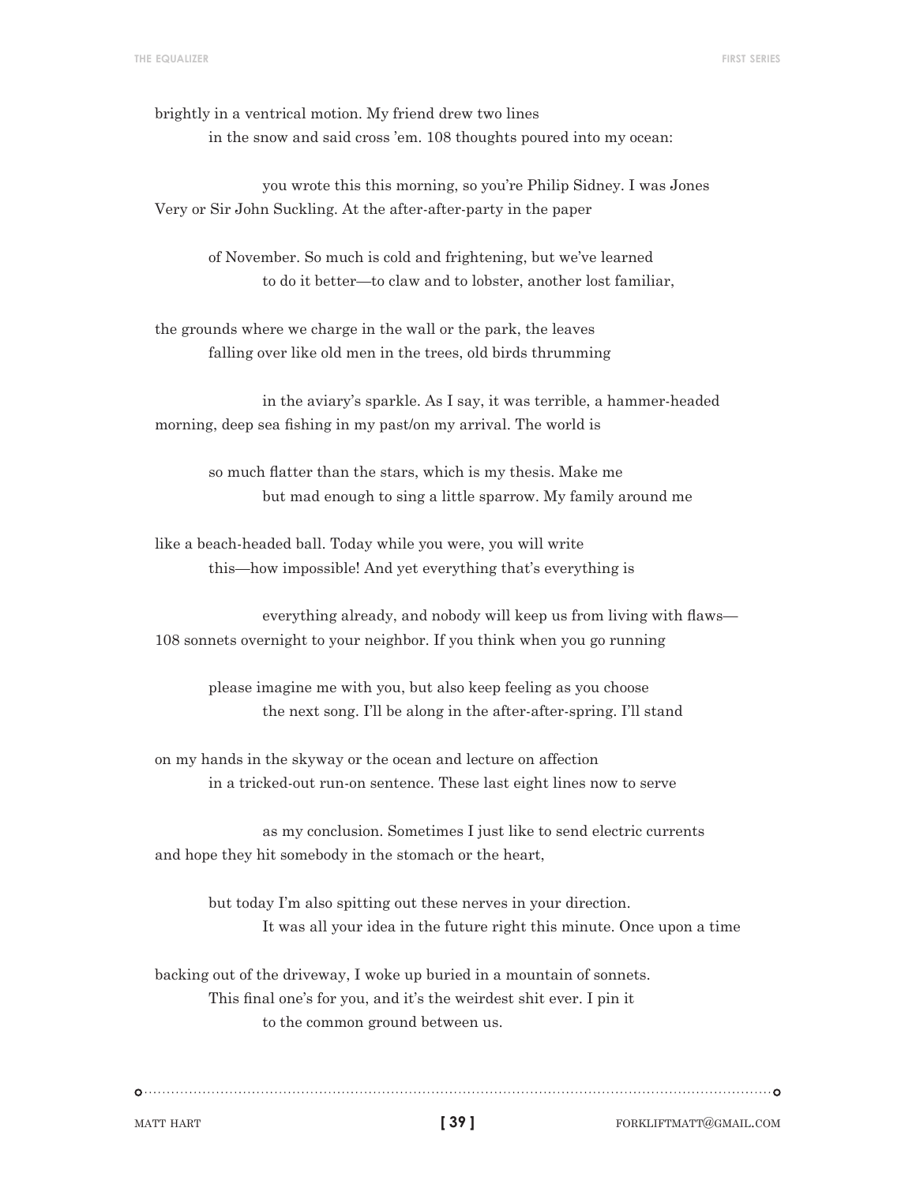brightly in a ventrical motion. My friend drew two lines
in the snow and said cross 'em. 108 thoughts poured into my ocean:

you wrote this this morning, so you're Philip Sidney. I was Jones
Very or Sir John Suckling. At the after-after-party in the paper

of November. So much is cold and frightening, but we've learned
to do it better—to claw and to lobster, another lost familiar,

the grounds where we charge in the wall or the park, the leaves
falling over like old men in the trees, old birds thrumming

in the aviary's sparkle. As I say, it was terrible, a hammer-headed
morning, deep sea fishing in my past/on my arrival. The world is

so much flatter than the stars, which is my thesis. Make me
but mad enough to sing a little sparrow. My family around me

like a beach-headed ball. Today while you were, you will write
this—how impossible! And yet everything that's everything is

everything already, and nobody will keep us from living with flaws—
108 sonnets overnight to your neighbor. If you think when you go running

please imagine me with you, but also keep feeling as you choose
the next song. I'll be along in the after-after-spring. I'll stand

on my hands in the skyway or the ocean and lecture on affection
in a tricked-out run-on sentence. These last eight lines now to serve

as my conclusion. Sometimes I just like to send electric currents
and hope they hit somebody in the stomach or the heart,

but today I'm also spitting out these nerves in your direction.
It was all your idea in the future right this minute. Once upon a time

backing out of the driveway, I woke up buried in a mountain of sonnets.
This final one's for you, and it's the weirdest shit ever. I pin it
to the common ground between us.